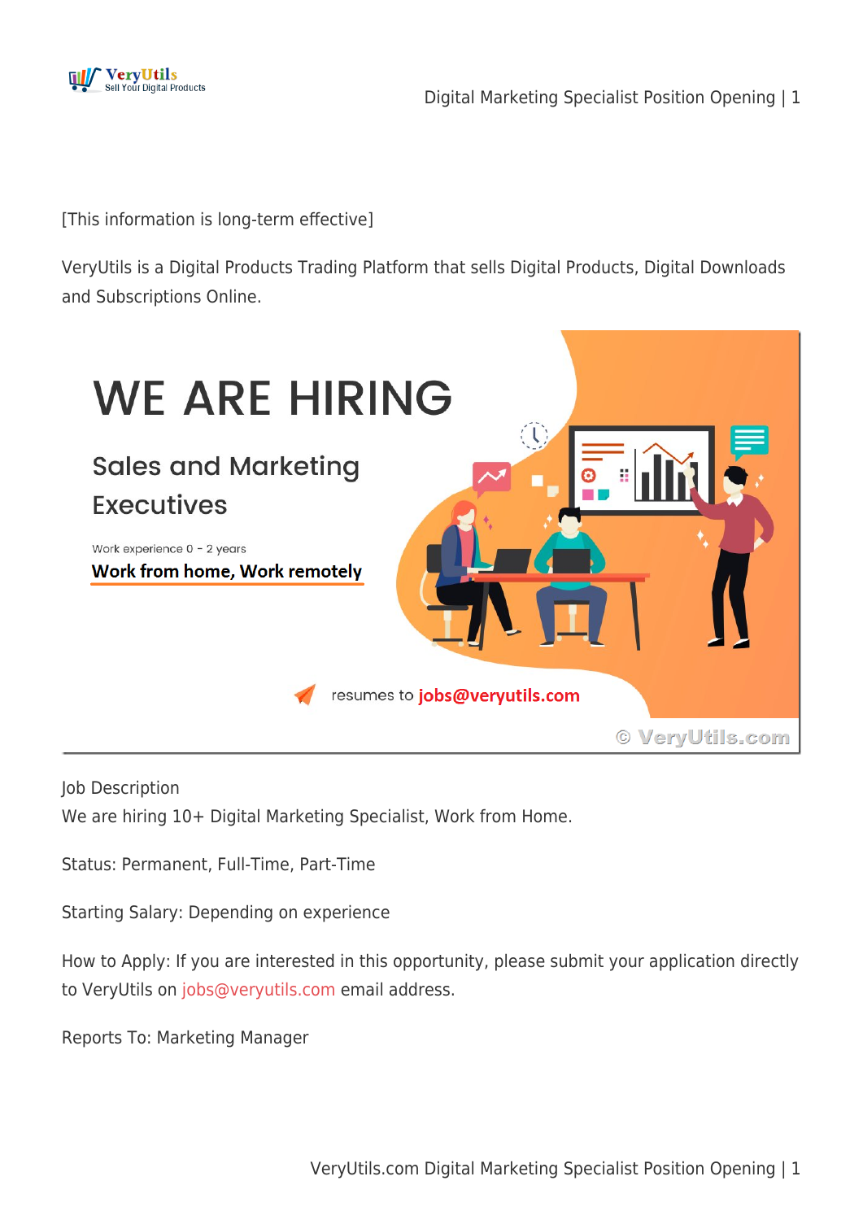[This information is long-term effective]

VeryUtils is a Digital Products Trading Platform that sells Digital Products, Digital Downloads and Subscriptions Online.

WE ARE HIRING

Sales and Marketing Executives

Work experience 0 – 2 years

Work from home, Work remotely

resumes to jobs@veryutils.com

© VeryUtils.com

Job Description
We are hiring 10+ Digital Marketing Specialist, Work from Home.

Status: Permanent, Full-Time, Part-Time

Starting Salary: Depending on experience

How to Apply: If you are interested in this opportunity, please submit your application directly to VeryUtils on jobs@veryutils.com email address.

Reports To: Marketing Manager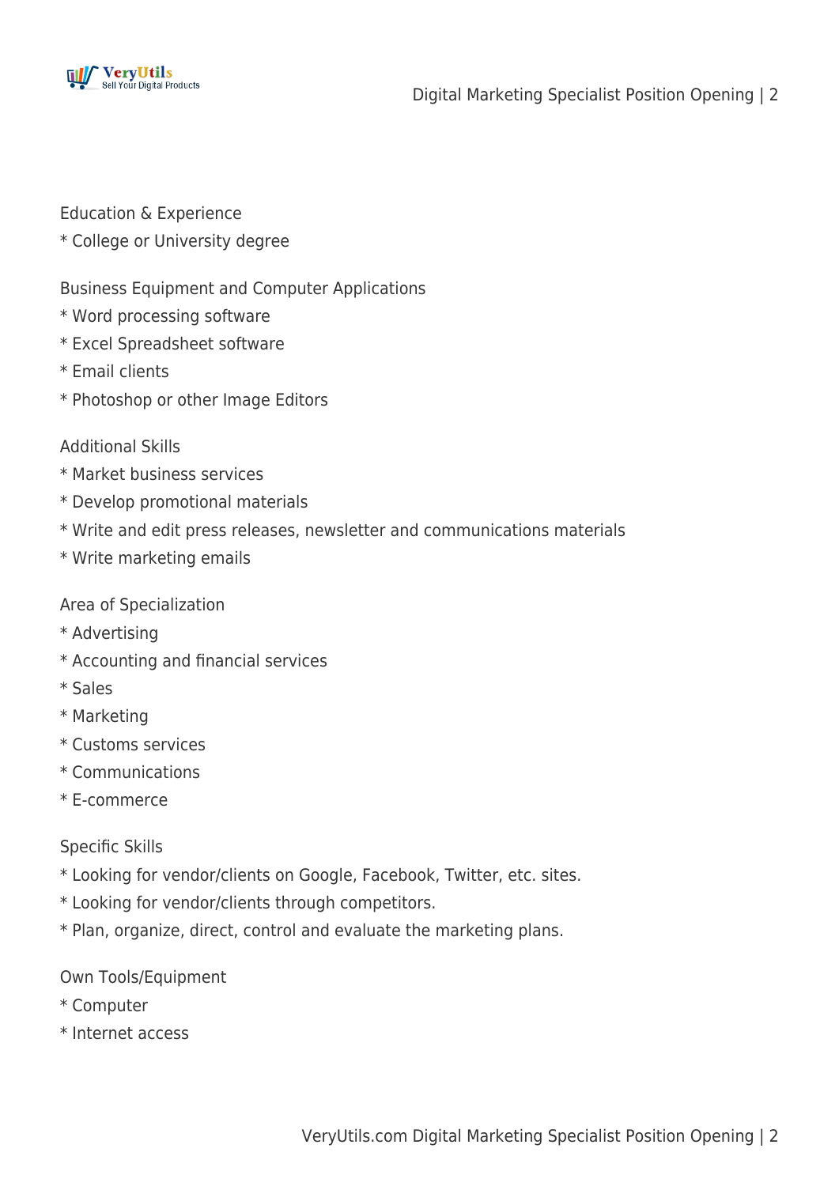Education & Experience
* College or University degree

Business Equipment and Computer Applications
* Word processing software
* Excel Spreadsheet software
* Email clients
* Photoshop or other Image Editors

Additional Skills
* Market business services
* Develop promotional materials
* Write and edit press releases, newsletter and communications materials
* Write marketing emails

Area of Specialization
* Advertising
* Accounting and financial services
* Sales
* Marketing
* Customs services
* Communications
* E-commerce

Specific Skills
* Looking for vendor/clients on Google, Facebook, Twitter, etc. sites.
* Looking for vendor/clients through competitors.
* Plan, organize, direct, control and evaluate the marketing plans.

Own Tools/Equipment
* Computer
* Internet access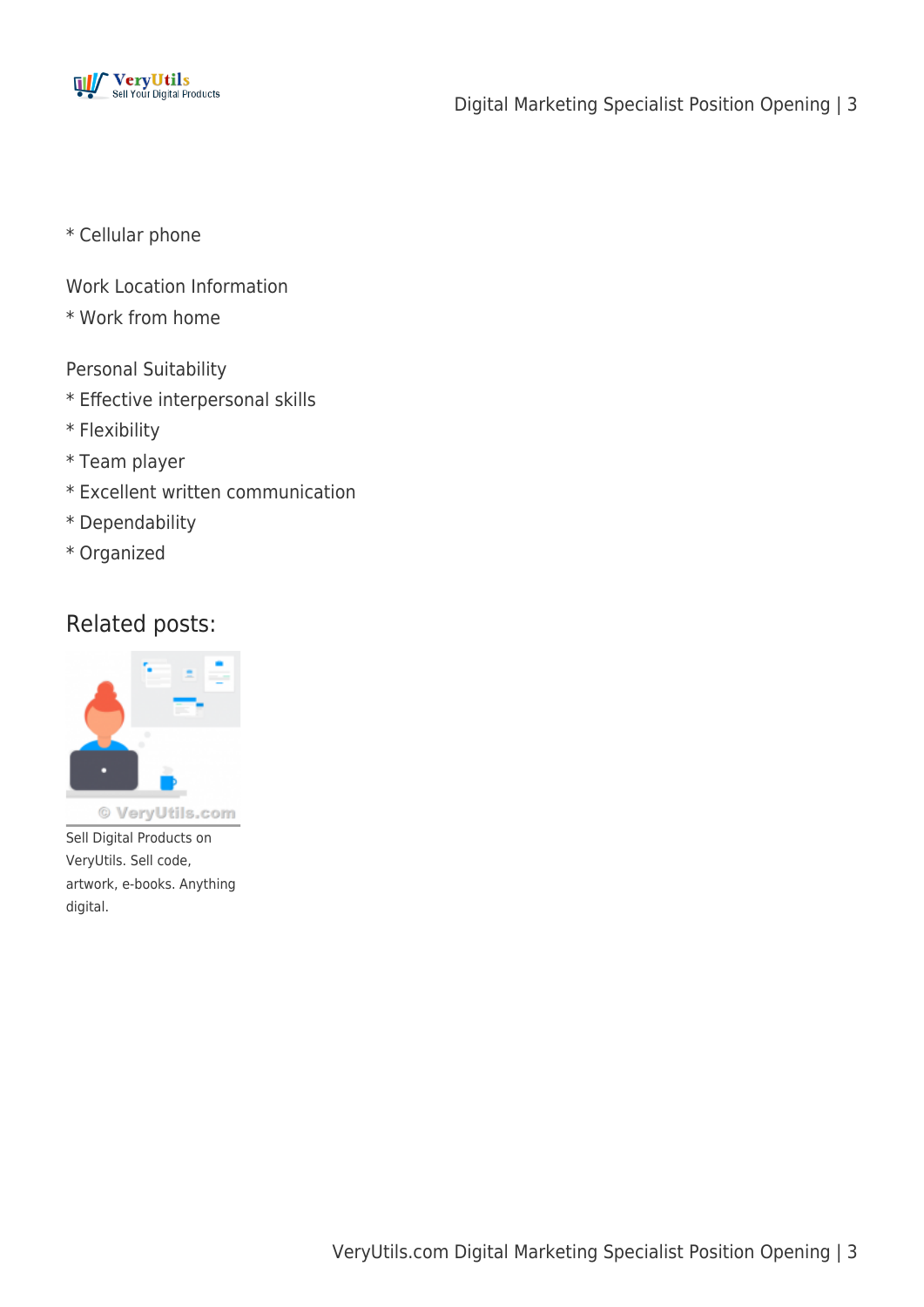* Cellular phone

Work Location Information
* Work from home

Personal Suitability
* Effective interpersonal skills
* Flexibility
* Team player
* Excellent written communication
* Dependability
* Organized

## Related posts:

Sell Digital Products on VeryUtils. Sell code, artwork, e-books. Anything digital.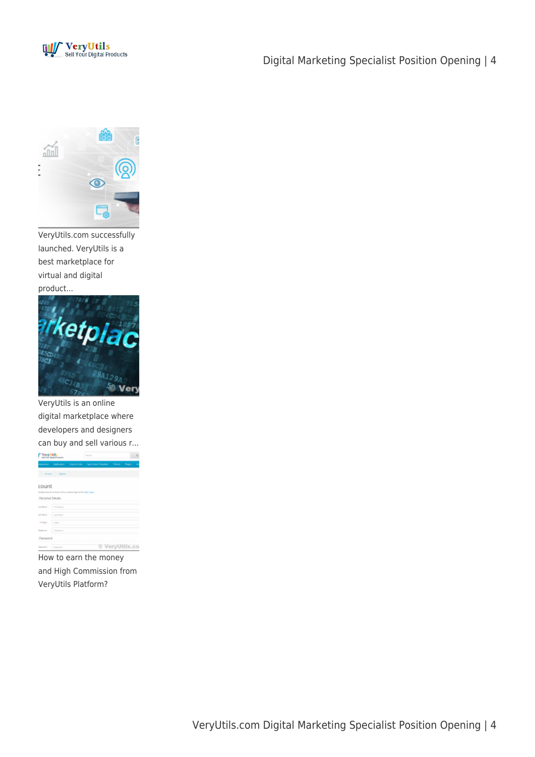VeryUtils.com successfully launched. VeryUtils is a best marketplace for virtual and digital product...

VeryUtils is an online digital marketplace where developers and designers can buy and sell various r...

How to earn the money and High Commission from VeryUtils Platform?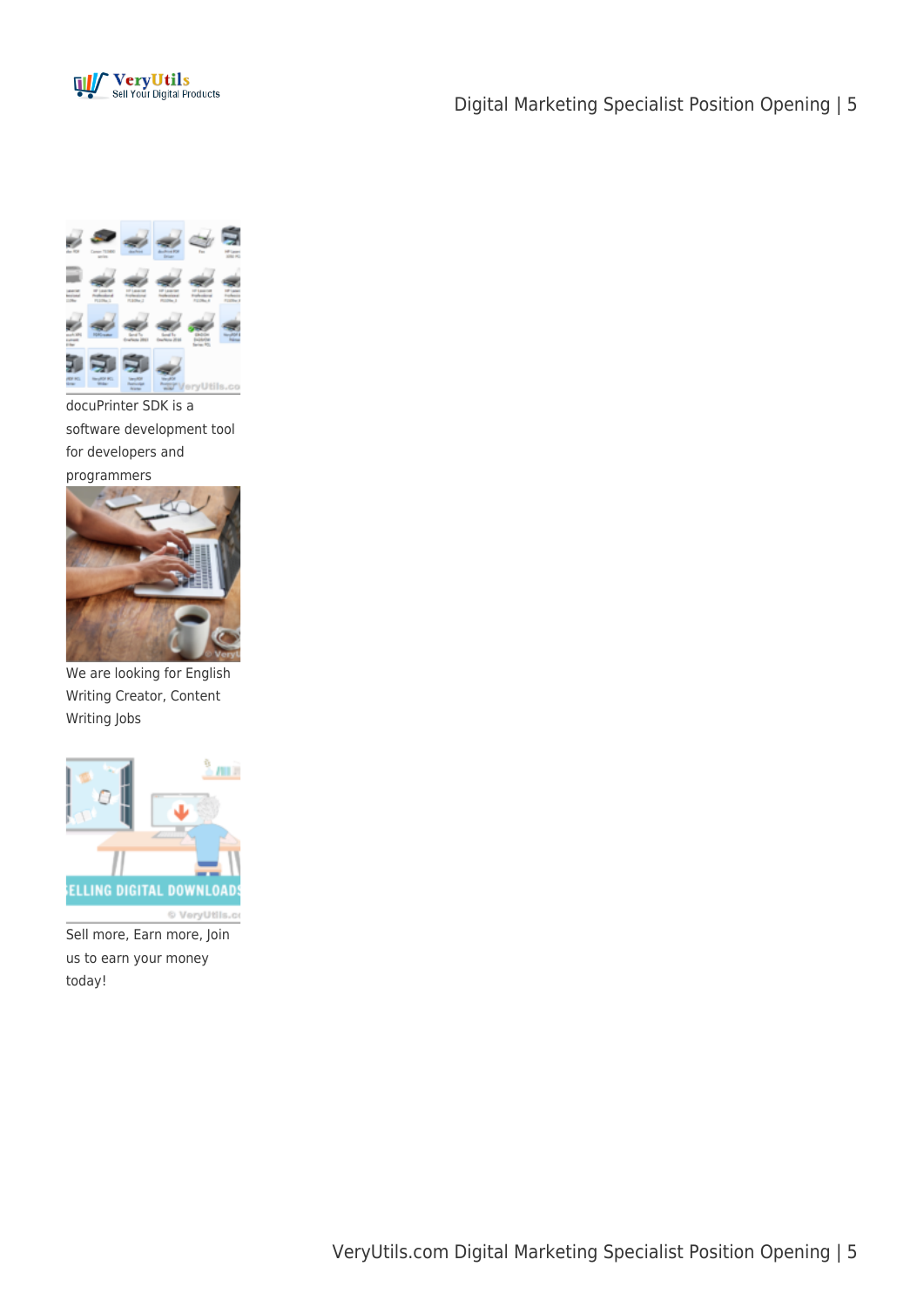docuPrinter SDK is a software development tool for developers and programmers

We are looking for English Writing Creator, Content Writing Jobs

Sell more, Earn more, Join us to earn your money today!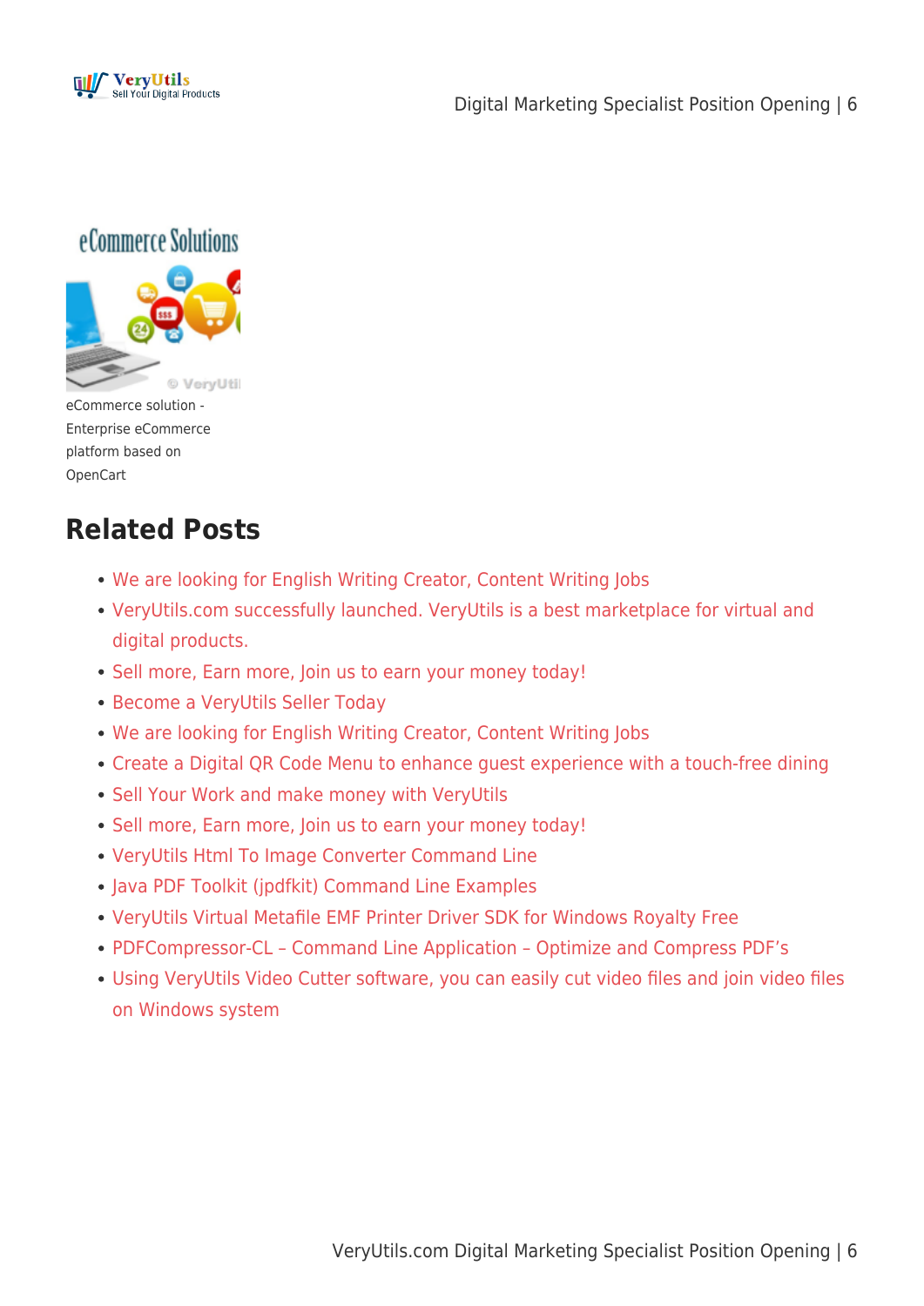eCommerce solution - Enterprise eCommerce platform based on OpenCart

## Related Posts

- We are looking for English Writing Creator, Content Writing Jobs
- VeryUtils.com successfully launched. VeryUtils is a best marketplace for virtual and digital products.
- Sell more, Earn more, Join us to earn your money today!
- Become a VeryUtils Seller Today
- We are looking for English Writing Creator, Content Writing Jobs
- Create a Digital QR Code Menu to enhance guest experience with a touch-free dining
- Sell Your Work and make money with VeryUtils
- Sell more, Earn more, Join us to earn your money today!
- VeryUtils Html To Image Converter Command Line
- Java PDF Toolkit (jpdfkit) Command Line Examples
- VeryUtils Virtual Metafile EMF Printer Driver SDK for Windows Royalty Free
- PDFCompressor-CL – Command Line Application – Optimize and Compress PDF's
- Using VeryUtils Video Cutter software, you can easily cut video files and join video files on Windows system